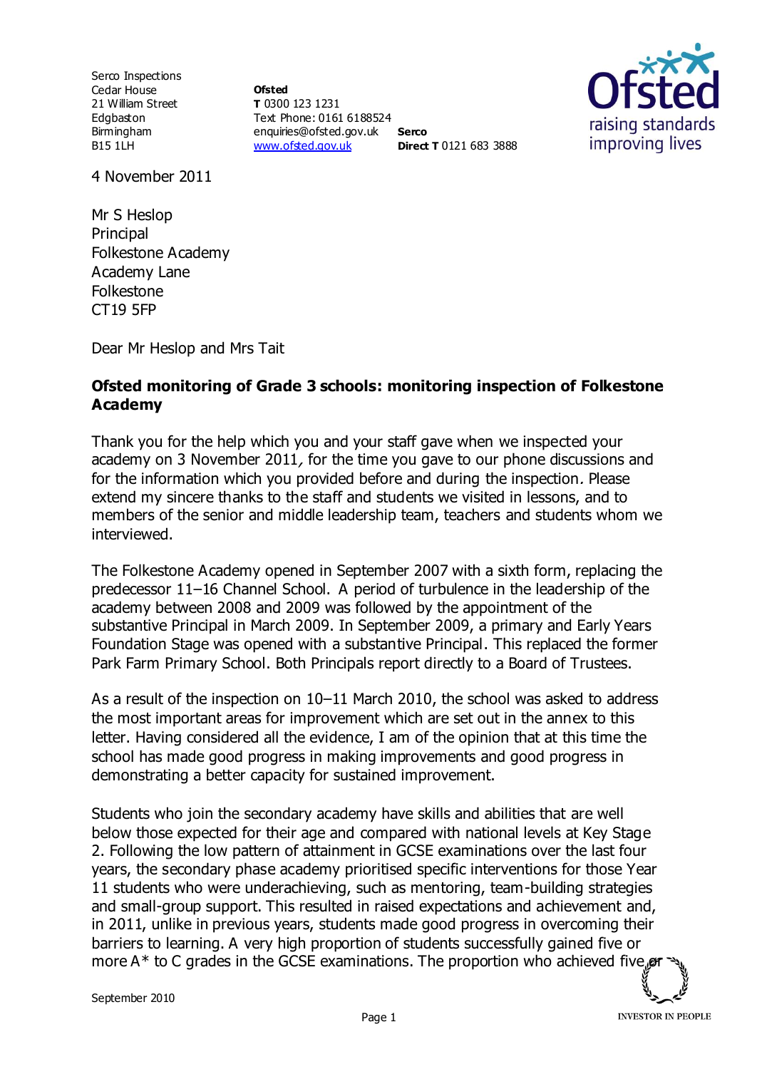Serco Inspections
Cedar House
21 William Street
Edgbaston
Birmingham
B15 1LH

**Ofsted**
**T** 0300 123 1231
Text Phone: 0161 6188524
enquiries@ofsted.gov.uk
www.ofsted.gov.uk

**Serco**
**Direct T** 0121 683 3888

4 November 2011

Mr S Heslop
Principal
Folkestone Academy
Academy Lane
Folkestone
CT19 5FP

Dear Mr Heslop and Mrs Tait

**Ofsted monitoring of Grade 3 schools: monitoring inspection of Folkestone Academy**

Thank you for the help which you and your staff gave when we inspected your academy on 3 November 2011, for the time you gave to our phone discussions and for the information which you provided before and during the inspection. Please extend my sincere thanks to the staff and students we visited in lessons, and to members of the senior and middle leadership team, teachers and students whom we interviewed.

The Folkestone Academy opened in September 2007 with a sixth form, replacing the predecessor 11–16 Channel School. A period of turbulence in the leadership of the academy between 2008 and 2009 was followed by the appointment of the substantive Principal in March 2009. In September 2009, a primary and Early Years Foundation Stage was opened with a substantive Principal. This replaced the former Park Farm Primary School. Both Principals report directly to a Board of Trustees.

As a result of the inspection on 10–11 March 2010, the school was asked to address the most important areas for improvement which are set out in the annex to this letter. Having considered all the evidence, I am of the opinion that at this time the school has made good progress in making improvements and good progress in demonstrating a better capacity for sustained improvement.

Students who join the secondary academy have skills and abilities that are well below those expected for their age and compared with national levels at Key Stage 2. Following the low pattern of attainment in GCSE examinations over the last four years, the secondary phase academy prioritised specific interventions for those Year 11 students who were underachieving, such as mentoring, team-building strategies and small-group support. This resulted in raised expectations and achievement and, in 2011, unlike in previous years, students made good progress in overcoming their barriers to learning. A very high proportion of students successfully gained five or more A* to C grades in the GCSE examinations. The proportion who achieved five or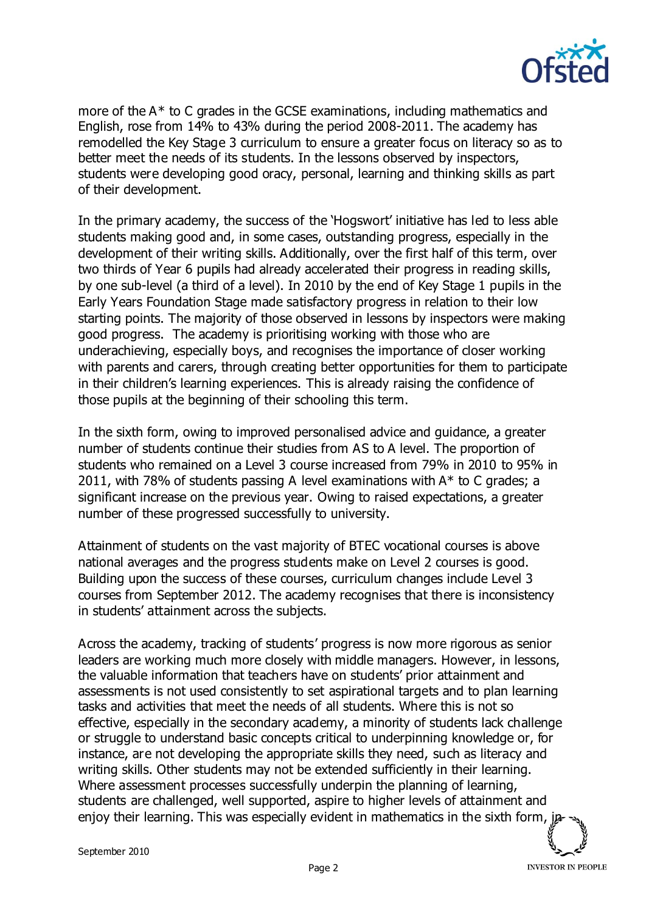more of the A* to C grades in the GCSE examinations, including mathematics and English, rose from 14% to 43% during the period 2008-2011. The academy has remodelled the Key Stage 3 curriculum to ensure a greater focus on literacy so as to better meet the needs of its students. In the lessons observed by inspectors, students were developing good oracy, personal, learning and thinking skills as part of their development.

In the primary academy, the success of the 'Hogswort' initiative has led to less able students making good and, in some cases, outstanding progress, especially in the development of their writing skills. Additionally, over the first half of this term, over two thirds of Year 6 pupils had already accelerated their progress in reading skills, by one sub-level (a third of a level). In 2010 by the end of Key Stage 1 pupils in the Early Years Foundation Stage made satisfactory progress in relation to their low starting points. The majority of those observed in lessons by inspectors were making good progress. The academy is prioritising working with those who are underachieving, especially boys, and recognises the importance of closer working with parents and carers, through creating better opportunities for them to participate in their children's learning experiences. This is already raising the confidence of those pupils at the beginning of their schooling this term.

In the sixth form, owing to improved personalised advice and guidance, a greater number of students continue their studies from AS to A level. The proportion of students who remained on a Level 3 course increased from 79% in 2010 to 95% in 2011, with 78% of students passing A level examinations with A* to C grades; a significant increase on the previous year. Owing to raised expectations, a greater number of these progressed successfully to university.

Attainment of students on the vast majority of BTEC vocational courses is above national averages and the progress students make on Level 2 courses is good. Building upon the success of these courses, curriculum changes include Level 3 courses from September 2012. The academy recognises that there is inconsistency in students' attainment across the subjects.

Across the academy, tracking of students' progress is now more rigorous as senior leaders are working much more closely with middle managers. However, in lessons, the valuable information that teachers have on students' prior attainment and assessments is not used consistently to set aspirational targets and to plan learning tasks and activities that meet the needs of all students. Where this is not so effective, especially in the secondary academy, a minority of students lack challenge or struggle to understand basic concepts critical to underpinning knowledge or, for instance, are not developing the appropriate skills they need, such as literacy and writing skills. Other students may not be extended sufficiently in their learning. Where assessment processes successfully underpin the planning of learning, students are challenged, well supported, aspire to higher levels of attainment and enjoy their learning. This was especially evident in mathematics in the sixth form, in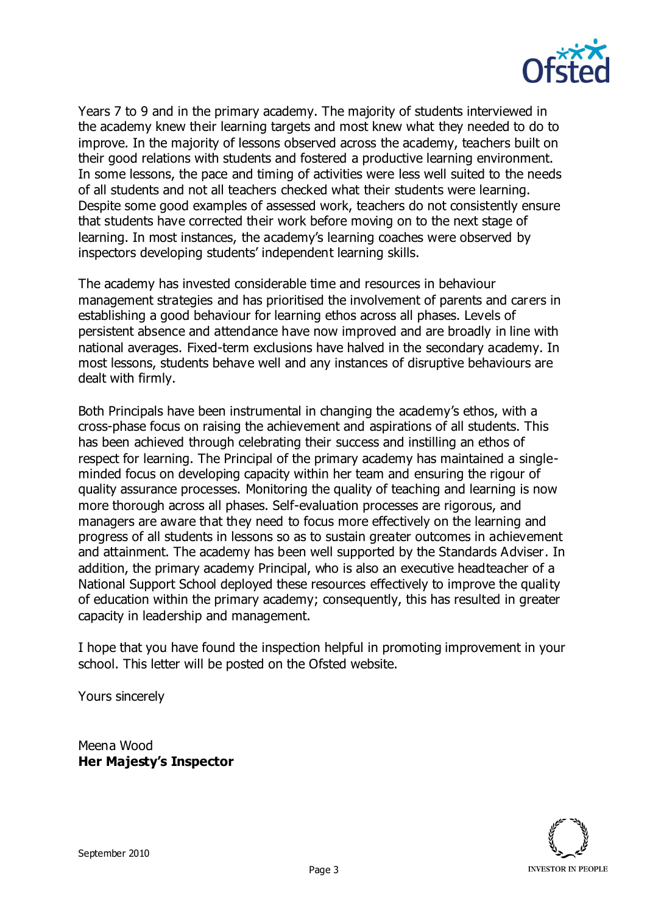Years 7 to 9 and in the primary academy. The majority of students interviewed in the academy knew their learning targets and most knew what they needed to do to improve. In the majority of lessons observed across the academy, teachers built on their good relations with students and fostered a productive learning environment. In some lessons, the pace and timing of activities were less well suited to the needs of all students and not all teachers checked what their students were learning. Despite some good examples of assessed work, teachers do not consistently ensure that students have corrected their work before moving on to the next stage of learning. In most instances, the academy's learning coaches were observed by inspectors developing students' independent learning skills.

The academy has invested considerable time and resources in behaviour management strategies and has prioritised the involvement of parents and carers in establishing a good behaviour for learning ethos across all phases. Levels of persistent absence and attendance have now improved and are broadly in line with national averages. Fixed-term exclusions have halved in the secondary academy. In most lessons, students behave well and any instances of disruptive behaviours are dealt with firmly.

Both Principals have been instrumental in changing the academy's ethos, with a cross-phase focus on raising the achievement and aspirations of all students. This has been achieved through celebrating their success and instilling an ethos of respect for learning. The Principal of the primary academy has maintained a single-minded focus on developing capacity within her team and ensuring the rigour of quality assurance processes. Monitoring the quality of teaching and learning is now more thorough across all phases. Self-evaluation processes are rigorous, and managers are aware that they need to focus more effectively on the learning and progress of all students in lessons so as to sustain greater outcomes in achievement and attainment. The academy has been well supported by the Standards Adviser. In addition, the primary academy Principal, who is also an executive headteacher of a National Support School deployed these resources effectively to improve the quality of education within the primary academy; consequently, this has resulted in greater capacity in leadership and management.

I hope that you have found the inspection helpful in promoting improvement in your school. This letter will be posted on the Ofsted website.

Yours sincerely

Meena Wood
**Her Majesty's Inspector**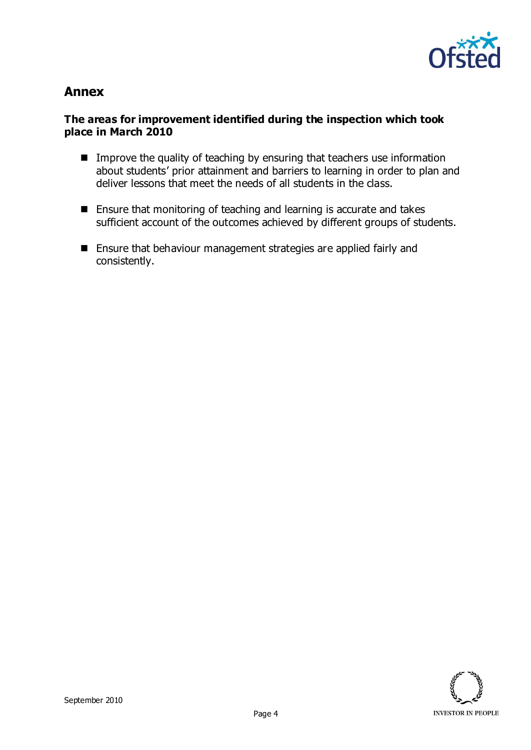## Annex

**The areas for improvement identified during the inspection which took place in March 2010**

- Improve the quality of teaching by ensuring that teachers use information about students' prior attainment and barriers to learning in order to plan and deliver lessons that meet the needs of all students in the class.
- Ensure that monitoring of teaching and learning is accurate and takes sufficient account of the outcomes achieved by different groups of students.
- Ensure that behaviour management strategies are applied fairly and consistently.